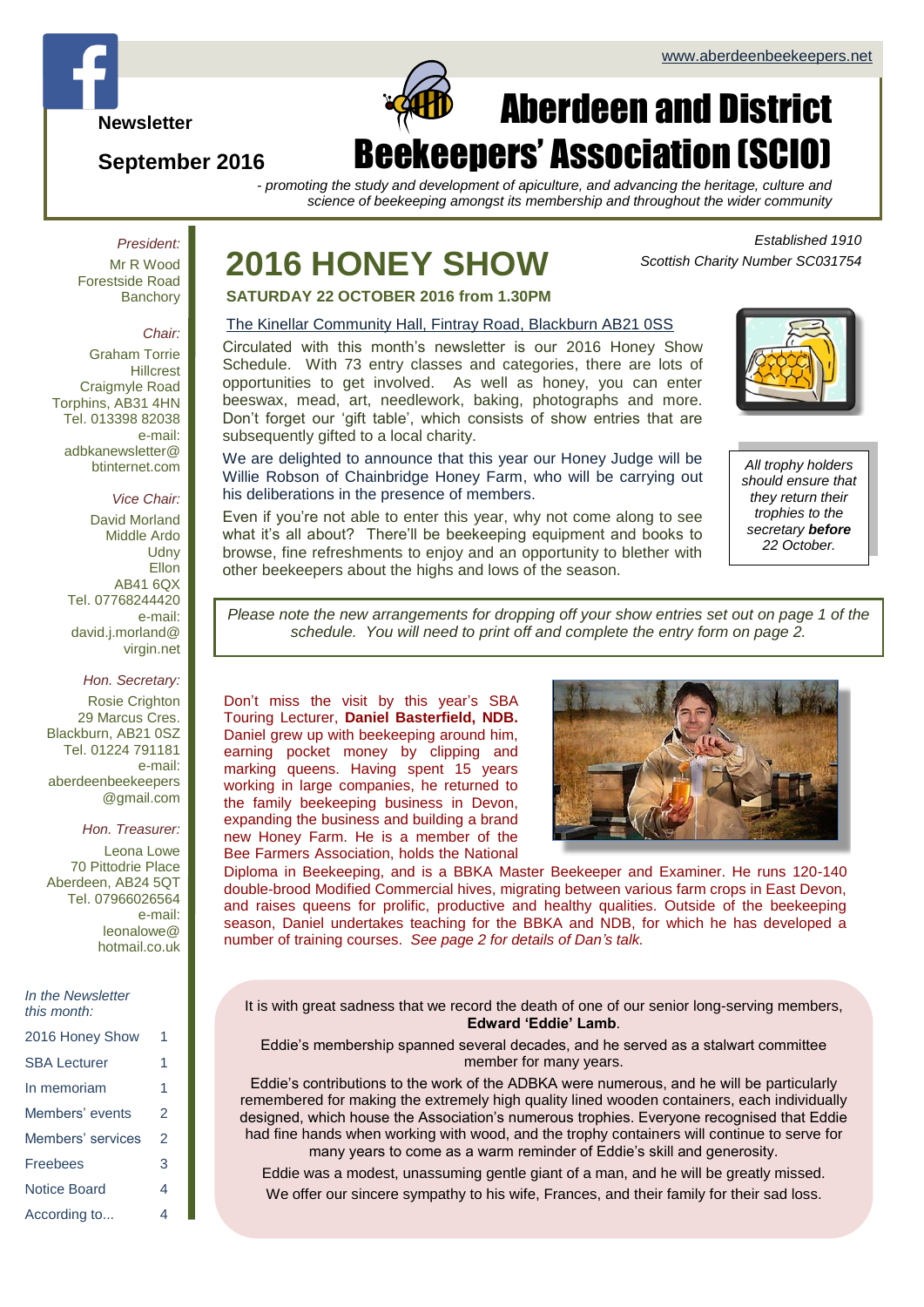www.aboutdeenbeekeepers.net

**Newsletter**

**September 2016**

# Aberdeen and District Beekeepers' Association (SCIO)

*- promoting the study and development of apiculture, and advancing the heritage, culture and science of beekeeping amongst its membership and throughout the wider community*

*Established 1910*
*Scottish Charity Number SC031754*

*President:*
Mr R Wood
Forestside Road
Banchory

*Chair:*
Graham Torrie
Hillcrest
Craigmyle Road
Torphins, AB31 4HN
Tel. 013398 82038
e-mail:
adbkanewsletter@btinternet.com

*Vice Chair:*
David Morland
Middle Ardo
Udny
Ellon
AB41 6QX
Tel. 07768244420
e-mail:
david.j.morland@virgin.net

*Hon. Secretary:*
Rosie Crighton
29 Marcus Cres.
Blackburn, AB21 0SZ
Tel. 01224 791181
e-mail:
aberdeenbeekeepers@gmail.com

*Hon. Treasurer:*
Leona Lowe
70 Pittodrie Place
Aberdeen, AB24 5QT
Tel. 07966026564
e-mail:
leonalowe@hotmail.co.uk

*In the Newsletter this month:*

| | |
|---|---|
| 2016 Honey Show | 1 |
| SBA Lecturer | 1 |
| In memoriam | 1 |
| Members' events | 2 |
| Members' services | 2 |
| Freebees | 3 |
| Notice Board | 4 |
| According to... | 4 |

## 2016 HONEY SHOW

**SATURDAY 22 OCTOBER 2016 from 1.30PM**

The Kinellar Community Hall, Fintray Road, Blackburn AB21 0SS

Circulated with this month's newsletter is our 2016 Honey Show Schedule. With 73 entry classes and categories, there are lots of opportunities to get involved. As well as honey, you can enter beeswax, mead, art, needlework, baking, photographs and more. Don't forget our 'gift table', which consists of show entries that are subsequently gifted to a local charity.

We are delighted to announce that this year our Honey Judge will be Willie Robson of Chainbridge Honey Farm, who will be carrying out his deliberations in the presence of members.

Even if you're not able to enter this year, why not come along to see what it's all about? There'll be beekeeping equipment and books to browse, fine refreshments to enjoy and an opportunity to blether with other beekeepers about the highs and lows of the season.

*All trophy holders should ensure that they return their trophies to the secretary **before** 22 October.*

*Please note the new arrangements for dropping off your show entries set out on page 1 of the schedule. You will need to print off and complete the entry form on page 2.*

Don't miss the visit by this year's SBA Touring Lecturer, **Daniel Basterfield, NDB.** Daniel grew up with beekeeping around him, earning pocket money by clipping and marking queens. Having spent 15 years working in large companies, he returned to the family beekeeping business in Devon, expanding the business and building a brand new Honey Farm. He is a member of the Bee Farmers Association, holds the National Diploma in Beekeeping, and is a BBKA Master Beekeeper and Examiner. He runs 120-140 double-brood Modified Commercial hives, migrating between various farm crops in East Devon, and raises queens for prolific, productive and healthy qualities. Outside of the beekeeping season, Daniel undertakes teaching for the BBKA and NDB, for which he has developed a number of training courses. *See page 2 for details of Dan's talk.*

It is with great sadness that we record the death of one of our senior long-serving members, **Edward 'Eddie' Lamb**.

Eddie's membership spanned several decades, and he served as a stalwart committee member for many years.

Eddie's contributions to the work of the ADBKA were numerous, and he will be particularly remembered for making the extremely high quality lined wooden containers, each individually designed, which house the Association's numerous trophies. Everyone recognised that Eddie had fine hands when working with wood, and the trophy containers will continue to serve for many years to come as a warm reminder of Eddie's skill and generosity.

Eddie was a modest, unassuming gentle giant of a man, and he will be greatly missed.

We offer our sincere sympathy to his wife, Frances, and their family for their sad loss.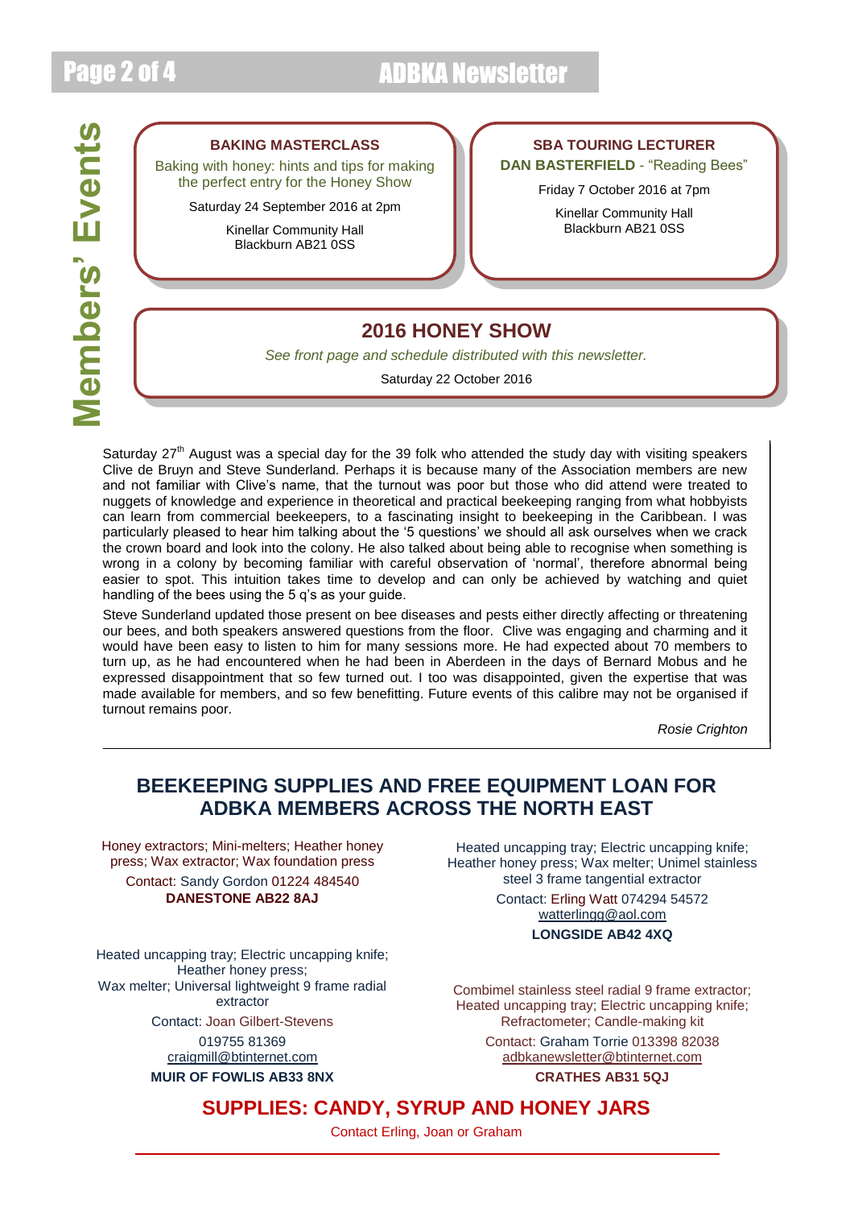# Members' Events

### BAKING MASTERCLASS

Baking with honey: hints and tips for making the perfect entry for the Honey Show

Saturday 24 September 2016 at 2pm

Kinellar Community Hall
Blackburn AB21 0SS

### SBA TOURING LECTURER

**DAN BASTERFIELD** - "Reading Bees"

Friday 7 October 2016 at 7pm

Kinellar Community Hall
Blackburn AB21 0SS

### 2016 HONEY SHOW

*See front page and schedule distributed with this newsletter.*

Saturday 22 October 2016

Saturday 27th August was a special day for the 39 folk who attended the study day with visiting speakers Clive de Bruyn and Steve Sunderland. Perhaps it is because many of the Association members are new and not familiar with Clive's name, that the turnout was poor but those who did attend were treated to nuggets of knowledge and experience in theoretical and practical beekeeping ranging from what hobbyists can learn from commercial beekeepers, to a fascinating insight to beekeeping in the Caribbean. I was particularly pleased to hear him talking about the '5 questions' we should all ask ourselves when we crack the crown board and look into the colony. He also talked about being able to recognise when something is wrong in a colony by becoming familiar with careful observation of 'normal', therefore abnormal being easier to spot. This intuition takes time to develop and can only be achieved by watching and quiet handling of the bees using the 5 q's as your guide.

Steve Sunderland updated those present on bee diseases and pests either directly affecting or threatening our bees, and both speakers answered questions from the floor. Clive was engaging and charming and it would have been easy to listen to him for many sessions more. He had expected about 70 members to turn up, as he had encountered when he had been in Aberdeen in the days of Bernard Mobus and he expressed disappointment that so few turned out. I too was disappointed, given the expertise that was made available for members, and so few benefitting. Future events of this calibre may not be organised if turnout remains poor.

*Rosie Crighton*

## BEEKEEPING SUPPLIES AND FREE EQUIPMENT LOAN FOR ADBKA MEMBERS ACROSS THE NORTH EAST

Honey extractors; Mini-melters; Heather honey press; Wax extractor; Wax foundation press
Contact: Sandy Gordon 01224 484540
**DANESTONE AB22 8AJ**

Heated uncapping tray; Electric uncapping knife; Heather honey press; Wax melter; Universal lightweight 9 frame radial extractor
Contact: Joan Gilbert-Stevens
019755 81369
craigmill@btinternet.com
**MUIR OF FOWLIS AB33 8NX**

Heated uncapping tray; Electric uncapping knife; Heather honey press; Wax melter; Unimel stainless steel 3 frame tangential extractor
Contact: Erling Watt 074294 54572
watterlingg@aol.com
**LONGSIDE AB42 4XQ**

Combimel stainless steel radial 9 frame extractor; Heated uncapping tray; Electric uncapping knife; Refractometer; Candle-making kit
Contact: Graham Torrie 013398 82038
adbkanewsletter@btinternet.com
**CRATHES AB31 5QJ**

## SUPPLIES: CANDY, SYRUP AND HONEY JARS

Contact Erling, Joan or Graham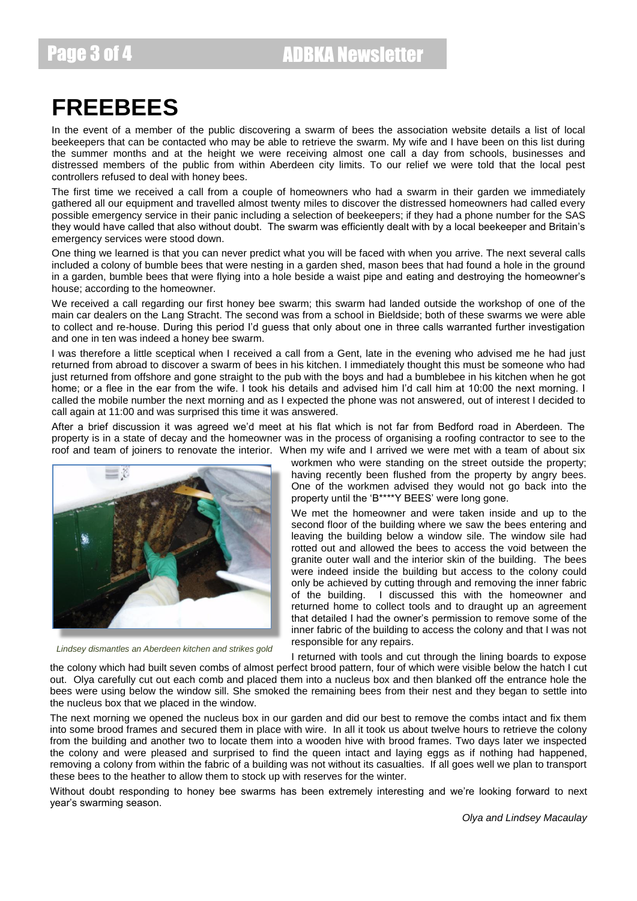# FREEBEES

In the event of a member of the public discovering a swarm of bees the association website details a list of local beekeepers that can be contacted who may be able to retrieve the swarm. My wife and I have been on this list during the summer months and at the height we were receiving almost one call a day from schools, businesses and distressed members of the public from within Aberdeen city limits. To our relief we were told that the local pest controllers refused to deal with honey bees.

The first time we received a call from a couple of homeowners who had a swarm in their garden we immediately gathered all our equipment and travelled almost twenty miles to discover the distressed homeowners had called every possible emergency service in their panic including a selection of beekeepers; if they had a phone number for the SAS they would have called that also without doubt. The swarm was efficiently dealt with by a local beekeeper and Britain's emergency services were stood down.

One thing we learned is that you can never predict what you will be faced with when you arrive. The next several calls included a colony of bumble bees that were nesting in a garden shed, mason bees that had found a hole in the ground in a garden, bumble bees that were flying into a hole beside a waist pipe and eating and destroying the homeowner's house; according to the homeowner.

We received a call regarding our first honey bee swarm; this swarm had landed outside the workshop of one of the main car dealers on the Lang Stracht. The second was from a school in Bieldside; both of these swarms we were able to collect and re-house. During this period I'd guess that only about one in three calls warranted further investigation and one in ten was indeed a honey bee swarm.

I was therefore a little sceptical when I received a call from a Gent, late in the evening who advised me he had just returned from abroad to discover a swarm of bees in his kitchen. I immediately thought this must be someone who had just returned from offshore and gone straight to the pub with the boys and had a bumblebee in his kitchen when he got home; or a flee in the ear from the wife. I took his details and advised him I'd call him at 10:00 the next morning. I called the mobile number the next morning and as I expected the phone was not answered, out of interest I decided to call again at 11:00 and was surprised this time it was answered.

After a brief discussion it was agreed we'd meet at his flat which is not far from Bedford road in Aberdeen. The property is in a state of decay and the homeowner was in the process of organising a roofing contractor to see to the roof and team of joiners to renovate the interior. When my wife and I arrived we were met with a team of about six workmen who were standing on the street outside the property; having recently been flushed from the property by angry bees. One of the workmen advised they would not go back into the property until the 'B****Y BEES' were long gone.

*Lindsey dismantles an Aberdeen kitchen and strikes gold*

We met the homeowner and were taken inside and up to the second floor of the building where we saw the bees entering and leaving the building below a window sile. The window sile had rotted out and allowed the bees to access the void between the granite outer wall and the interior skin of the building. The bees were indeed inside the building but access to the colony could only be achieved by cutting through and removing the inner fabric of the building. I discussed this with the homeowner and returned home to collect tools and to draught up an agreement that detailed I had the owner's permission to remove some of the inner fabric of the building to access the colony and that I was not responsible for any repairs.

I returned with tools and cut through the lining boards to expose the colony which had built seven combs of almost perfect brood pattern, four of which were visible below the hatch I cut out. Olya carefully cut out each comb and placed them into a nucleus box and then blanked off the entrance hole the bees were using below the window sill. She smoked the remaining bees from their nest and they began to settle into the nucleus box that we placed in the window.

The next morning we opened the nucleus box in our garden and did our best to remove the combs intact and fix them into some brood frames and secured them in place with wire. In all it took us about twelve hours to retrieve the colony from the building and another two to locate them into a wooden hive with brood frames. Two days later we inspected the colony and were pleased and surprised to find the queen intact and laying eggs as if nothing had happened, removing a colony from within the fabric of a building was not without its casualties. If all goes well we plan to transport these bees to the heather to allow them to stock up with reserves for the winter.

Without doubt responding to honey bee swarms has been extremely interesting and we're looking forward to next year's swarming season.

*Olya and Lindsey Macaulay*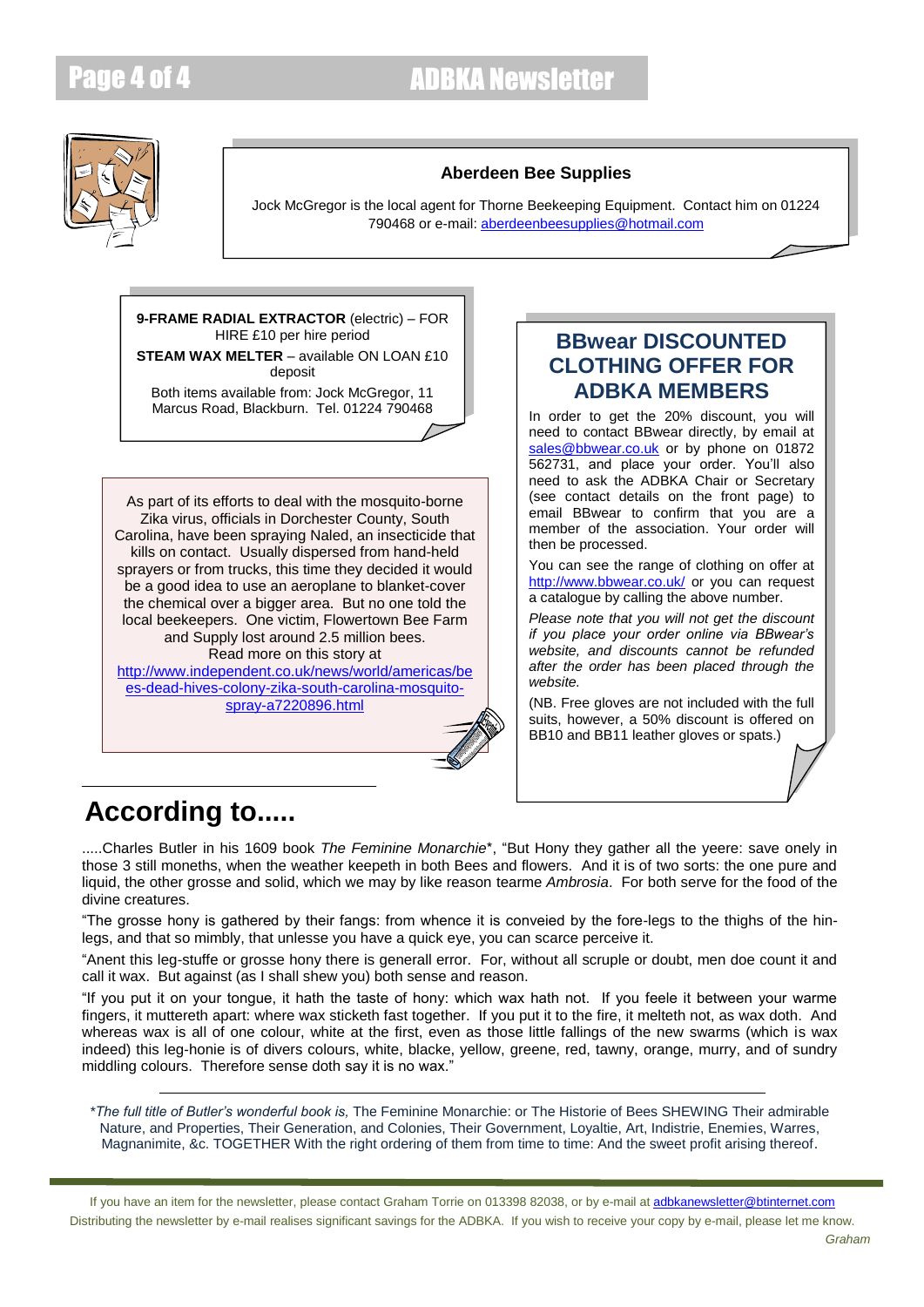### Aberdeen Bee Supplies

Jock McGregor is the local agent for Thorne Beekeeping Equipment. Contact him on 01224 790468 or e-mail: aberdeenbeesupplies@hotmail.com

**9-FRAME RADIAL EXTRACTOR** (electric) – FOR HIRE £10 per hire period

**STEAM WAX MELTER** – available ON LOAN £10 deposit

Both items available from: Jock McGregor, 11 Marcus Road, Blackburn. Tel. 01224 790468

As part of its efforts to deal with the mosquito-borne Zika virus, officials in Dorchester County, South Carolina, have been spraying Naled, an insecticide that kills on contact. Usually dispersed from hand-held sprayers or from trucks, this time they decided it would be a good idea to use an aeroplane to blanket-cover the chemical over a bigger area. But no one told the local beekeepers. One victim, Flowertown Bee Farm and Supply lost around 2.5 million bees.
Read more on this story at
http://www.independent.co.uk/news/world/americas/bees-dead-hives-colony-zika-south-carolina-mosquito-spray-a7220896.html

## BBwear DISCOUNTED CLOTHING OFFER FOR ADBKA MEMBERS

In order to get the 20% discount, you will need to contact BBwear directly, by email at sales@bbwear.co.uk or by phone on 01872 562731, and place your order. You'll also need to ask the ADBKA Chair or Secretary (see contact details on the front page) to email BBwear to confirm that you are a member of the association. Your order will then be processed.

You can see the range of clothing on offer at http://www.bbwear.co.uk/ or you can request a catalogue by calling the above number.

*Please note that you will not get the discount if you place your order online via BBwear's website, and discounts cannot be refunded after the order has been placed through the website.*

(NB. Free gloves are not included with the full suits, however, a 50% discount is offered on BB10 and BB11 leather gloves or spats.)

# According to.....

.....Charles Butler in his 1609 book *The Feminine Monarchie**, "But Hony they gather all the yeere: save onely in those 3 still moneths, when the weather keepeth in both Bees and flowers. And it is of two sorts: the one pure and liquid, the other grosse and solid, which we may by like reason tearme *Ambrosia*. For both serve for the food of the divine creatures.

"The grosse hony is gathered by their fangs: from whence it is conveied by the fore-legs to the thighs of the hin-legs, and that so mimbly, that unlesse you have a quick eye, you can scarce perceive it.

"About this leg-stuffe or grosse hony there is generall error. For, without all scruple or doubt, men doe count it and call it wax. But against (as I shall shew you) both sense and reason.

"If you put it on your tongue, it hath the taste of hony: which wax hath not. If you feele it between your warme fingers, it muttereth apart: where wax sticketh fast together. If you put it to the fire, it melteth not, as wax doth. And whereas wax is all of one colour, white at the first, even as those little fallings of the new swarms (which is wax indeed) this leg-honie is of divers colours, white, blacke, yellow, greene, red, tawny, orange, murry, and of sundry middling colours. Therefore sense doth say it is no wax."

**The full title of Butler's wonderful book is,* The Feminine Monarchie: or The Historie of Bees SHEWING Their admirable Nature, and Properties, Their Generation, and Colonies, Their Government, Loyaltie, Art, Indistrie, Enemies, Warres, Magnanimite, &c. TOGETHER With the right ordering of them from time to time: And the sweet profit arising thereof.

If you have an item for the newsletter, please contact Graham Torrie on 013398 82038, or by e-mail at adbkanewsletter@btinternet.com
Distributing the newsletter by e-mail realises significant savings for the ADBKA. If you wish to receive your copy by e-mail, please let me know.

*Graham*